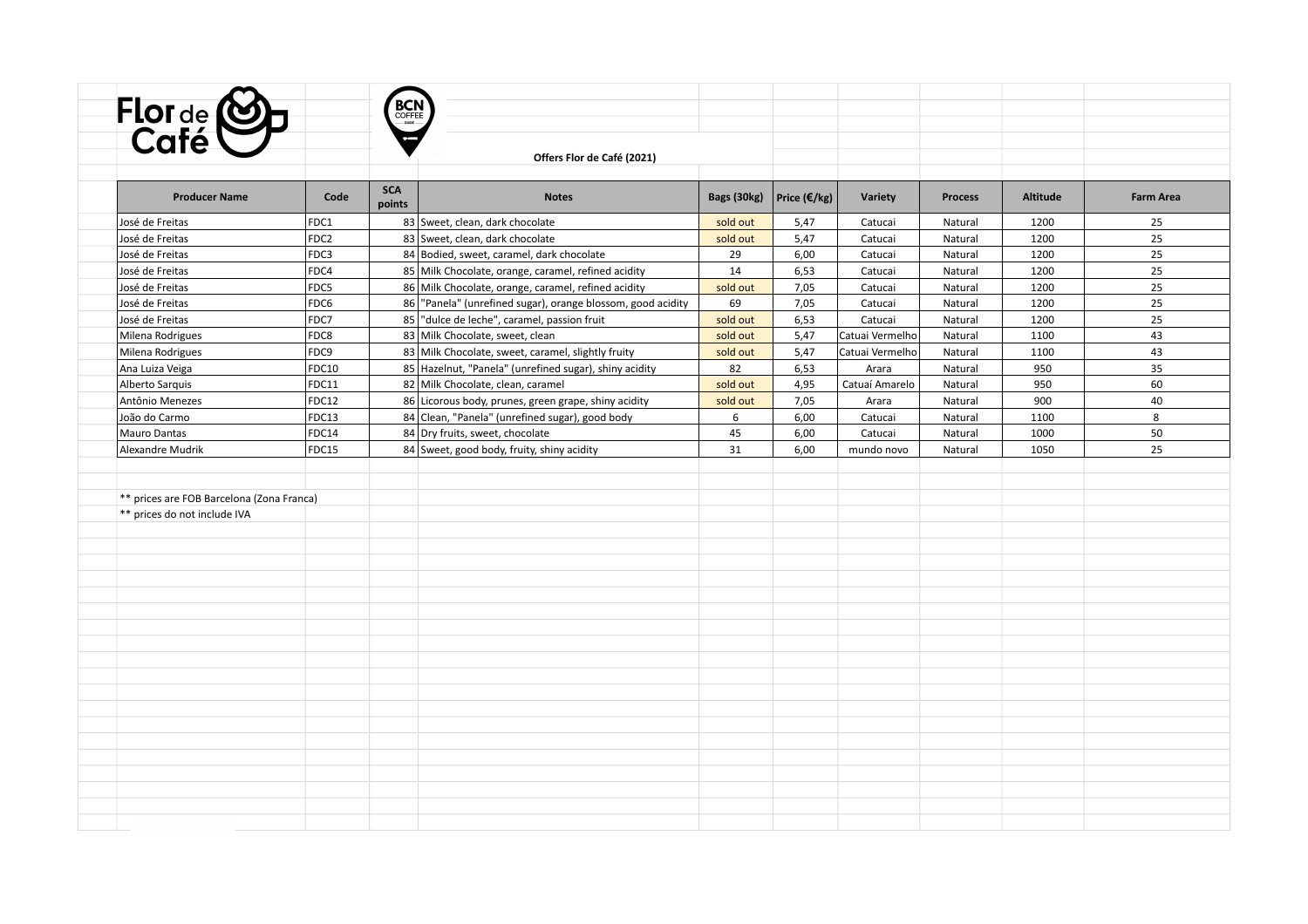**Offers Flor de Café (2021)**

| Producer Name | Code | SCA points | Notes | Bags (30kg) | Price (€/kg) | Variety | Process | Altitude | Farm Area |
|---|---|---|---|---|---|---|---|---|---|
| José de Freitas | FDC1 | 83 | Sweet, clean, dark chocolate | sold out | 5,47 | Catucai | Natural | 1200 | 25 |
| José de Freitas | FDC2 | 83 | Sweet, clean, dark chocolate | sold out | 5,47 | Catucai | Natural | 1200 | 25 |
| José de Freitas | FDC3 | 84 | Bodied, sweet, caramel, dark chocolate | 29 | 6,00 | Catucai | Natural | 1200 | 25 |
| José de Freitas | FDC4 | 85 | Milk Chocolate, orange, caramel, refined acidity | 14 | 6,53 | Catucai | Natural | 1200 | 25 |
| José de Freitas | FDC5 | 86 | Milk Chocolate, orange, caramel, refined acidity | sold out | 7,05 | Catucai | Natural | 1200 | 25 |
| José de Freitas | FDC6 | 86 | "Panela" (unrefined sugar), orange blossom, good acidity | 69 | 7,05 | Catucai | Natural | 1200 | 25 |
| José de Freitas | FDC7 | 85 | "dulce de leche", caramel, passion fruit | sold out | 6,53 | Catucai | Natural | 1200 | 25 |
| Milena Rodrigues | FDC8 | 83 | Milk Chocolate, sweet, clean | sold out | 5,47 | Catuai Vermelho | Natural | 1100 | 43 |
| Milena Rodrigues | FDC9 | 83 | Milk Chocolate, sweet, caramel, slightly fruity | sold out | 5,47 | Catuai Vermelho | Natural | 1100 | 43 |
| Ana Luiza Veiga | FDC10 | 85 | Hazelnut, "Panela" (unrefined sugar), shiny acidity | 82 | 6,53 | Arara | Natural | 950 | 35 |
| Alberto Sarquis | FDC11 | 82 | Milk Chocolate, clean, caramel | sold out | 4,95 | Catuaí Amarelo | Natural | 950 | 60 |
| Antônio Menezes | FDC12 | 86 | Licorous body, prunes, green grape, shiny acidity | sold out | 7,05 | Arara | Natural | 900 | 40 |
| João do Carmo | FDC13 | 84 | Clean, "Panela" (unrefined sugar), good body | 6 | 6,00 | Catucai | Natural | 1100 | 8 |
| Mauro Dantas | FDC14 | 84 | Dry fruits, sweet, chocolate | 45 | 6,00 | Catucai | Natural | 1000 | 50 |
| Alexandre Mudrik | FDC15 | 84 | Sweet, good body, fruity, shiny acidity | 31 | 6,00 | mundo novo | Natural | 1050 | 25 |

** prices are FOB Barcelona (Zona Franca)

** prices do not include IVA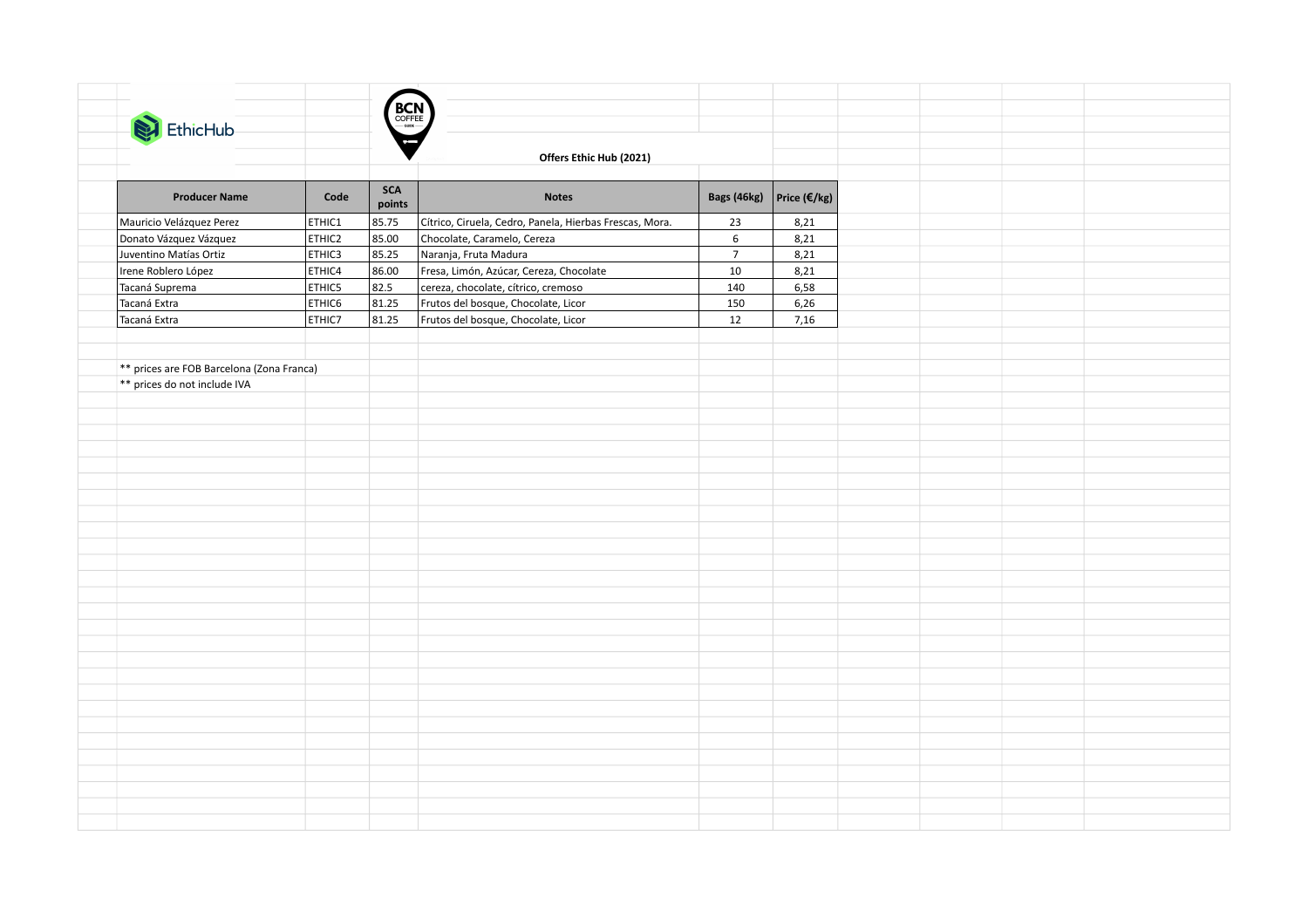EthicHub

BCN COFFEE GUIDE

**Offers Ethic Hub (2021)**

| Producer Name | Code | SCA points | Notes | Bags (46kg) | Price (€/kg) |
|---|---|---|---|---|---|
| Mauricio Velázquez Perez | ETHIC1 | 85.75 | Cítrico, Ciruela, Cedro, Panela, Hierbas Frescas, Mora. | 23 | 8,21 |
| Donato Vázquez Vázquez | ETHIC2 | 85.00 | Chocolate, Caramelo, Cereza | 6 | 8,21 |
| Juventino Matías Ortiz | ETHIC3 | 85.25 | Naranja, Fruta Madura | 7 | 8,21 |
| Irene Roblero López | ETHIC4 | 86.00 | Fresa, Limón, Azúcar, Cereza, Chocolate | 10 | 8,21 |
| Tacaná Suprema | ETHIC5 | 82.5 | cereza, chocolate, cítrico, cremoso | 140 | 6,58 |
| Tacaná Extra | ETHIC6 | 81.25 | Frutos del bosque, Chocolate, Licor | 150 | 6,26 |
| Tacaná Extra | ETHIC7 | 81.25 | Frutos del bosque, Chocolate, Licor | 12 | 7,16 |

** prices are FOB Barcelona (Zona Franca)

** prices do not include IVA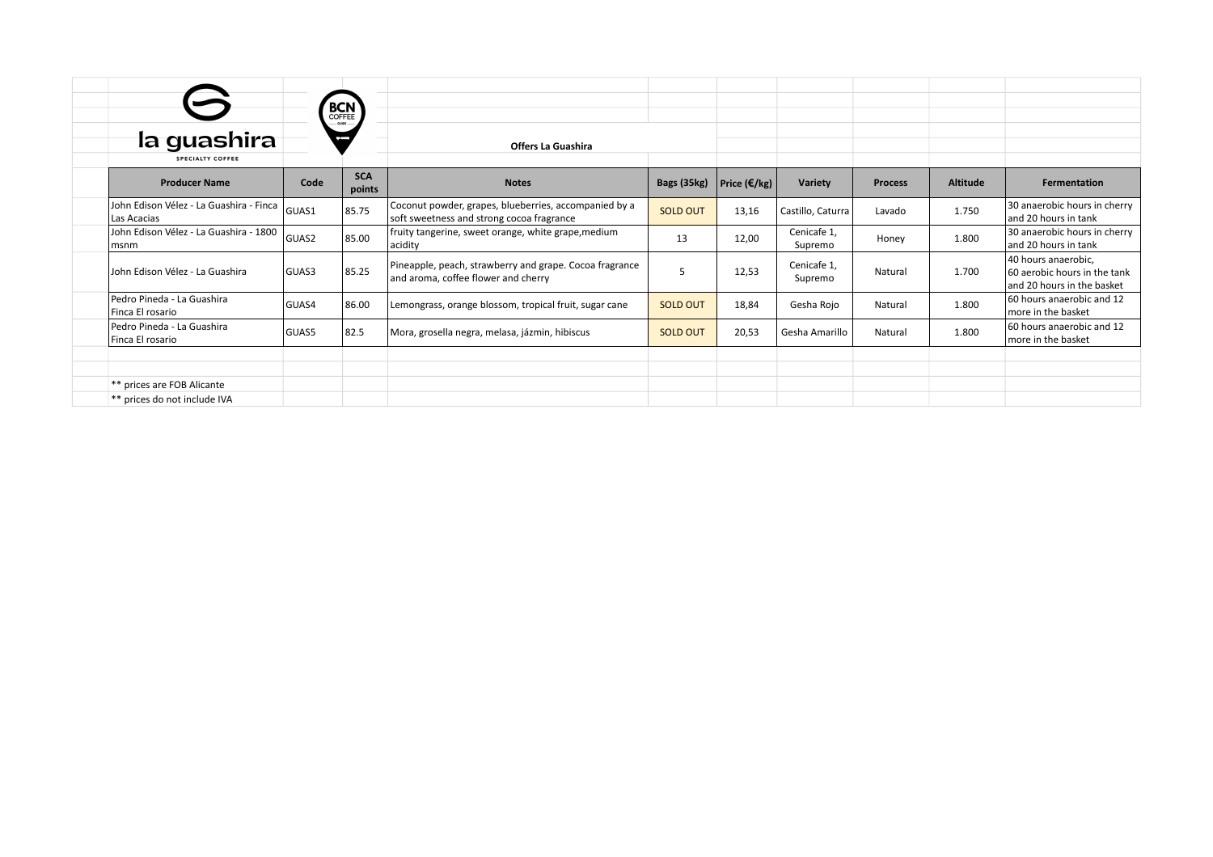la guashira
SPECIALTY COFFEE

BCN COFFEE

**Offers La Guashira**

| Producer Name | Code | SCA points | Notes | Bags (35kg) | Price (€/kg) | Variety | Process | Altitude | Fermentation |
|---|---|---|---|---|---|---|---|---|---|
| John Edison Vélez - La Guashira - Finca Las Acacias | GUAS1 | 85.75 | Coconut powder, grapes, blueberries, accompanied by a soft sweetness and strong cocoa fragrance | SOLD OUT | 13,16 | Castillo, Caturra | Lavado | 1.750 | 30 anaerobic hours in cherry and 20 hours in tank |
| John Edison Vélez - La Guashira - 1800 msnm | GUAS2 | 85.00 | fruity tangerine, sweet orange, white grape,medium acidity | 13 | 12,00 | Cenicafe 1, Supremo | Honey | 1.800 | 30 anaerobic hours in cherry and 20 hours in tank |
| John Edison Vélez - La Guashira | GUAS3 | 85.25 | Pineapple, peach, strawberry and grape. Cocoa fragrance and aroma, coffee flower and cherry | 5 | 12,53 | Cenicafe 1, Supremo | Natural | 1.700 | 40 hours anaerobic, 60 aerobic hours in the tank and 20 hours in the basket |
| Pedro Pineda - La Guashira Finca El rosario | GUAS4 | 86.00 | Lemongrass, orange blossom, tropical fruit, sugar cane | SOLD OUT | 18,84 | Gesha Rojo | Natural | 1.800 | 60 hours anaerobic and 12 more in the basket |
| Pedro Pineda - La Guashira Finca El rosario | GUAS5 | 82.5 | Mora, grosella negra, melasa, jázmin, hibiscus | SOLD OUT | 20,53 | Gesha Amarillo | Natural | 1.800 | 60 hours anaerobic and 12 more in the basket |

** prices are FOB Alicante

** prices do not include IVA